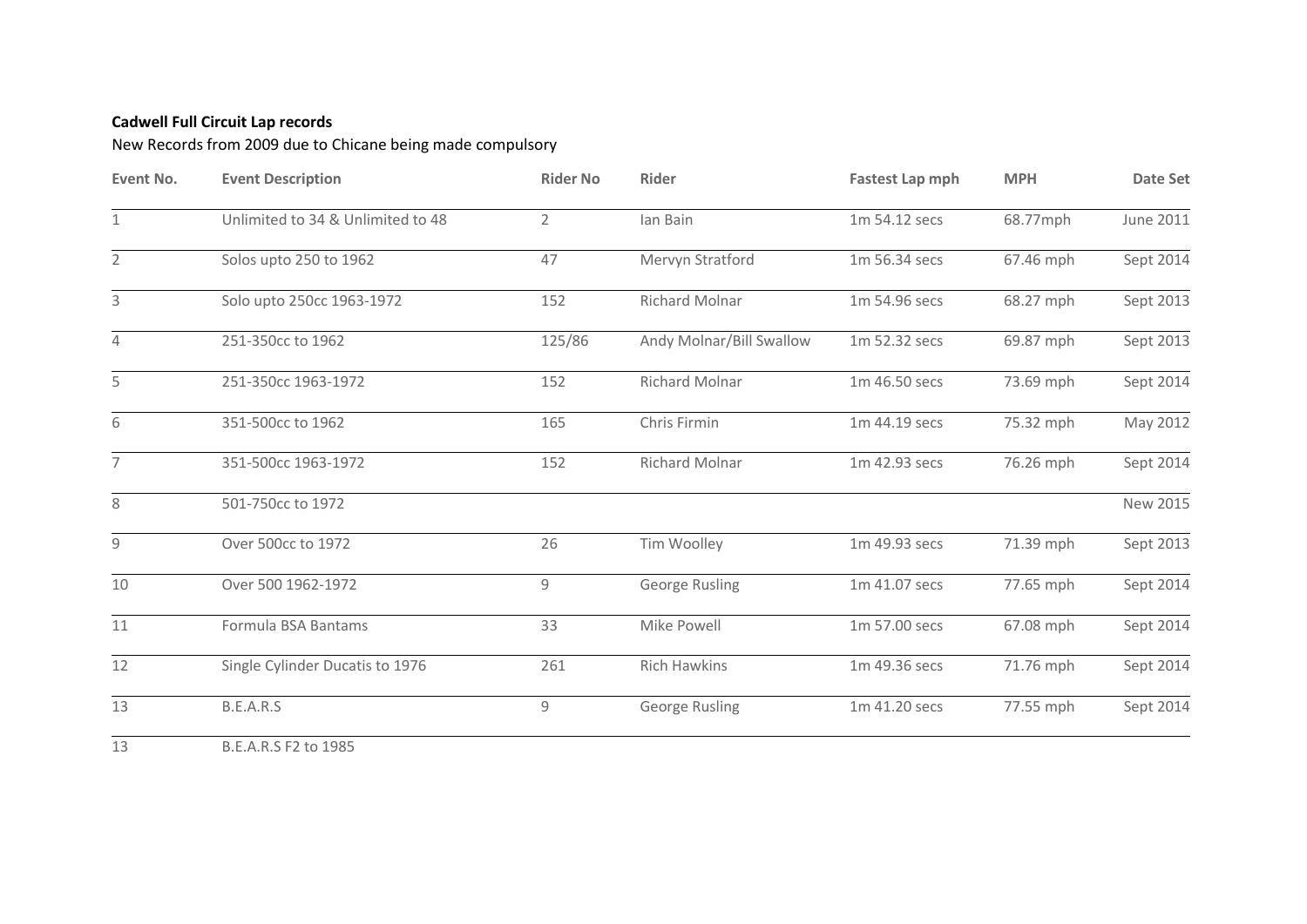**Cadwell Full Circuit Lap records**

New Records from 2009 due to Chicane being made compulsory

| Event No. | Event Description | Rider No | Rider | Fastest Lap mph | MPH | Date Set |
|---|---|---|---|---|---|---|
| 1 | Unlimited to 34 & Unlimited to 48 | 2 | Ian Bain | 1m 54.12 secs | 68.77mph | June 2011 |
| 2 | Solos upto 250 to 1962 | 47 | Mervyn Stratford | 1m 56.34 secs | 67.46 mph | Sept 2014 |
| 3 | Solo upto 250cc 1963-1972 | 152 | Richard Molnar | 1m 54.96 secs | 68.27 mph | Sept 2013 |
| 4 | 251-350cc to 1962 | 125/86 | Andy Molnar/Bill Swallow | 1m 52.32 secs | 69.87 mph | Sept 2013 |
| 5 | 251-350cc 1963-1972 | 152 | Richard Molnar | 1m 46.50 secs | 73.69 mph | Sept 2014 |
| 6 | 351-500cc to 1962 | 165 | Chris Firmin | 1m 44.19 secs | 75.32 mph | May 2012 |
| 7 | 351-500cc 1963-1972 | 152 | Richard Molnar | 1m 42.93 secs | 76.26 mph | Sept 2014 |
| 8 | 501-750cc to 1972 | | | | | New 2015 |
| 9 | Over 500cc to 1972 | 26 | Tim Woolley | 1m 49.93 secs | 71.39 mph | Sept 2013 |
| 10 | Over 500 1962-1972 | 9 | George Rusling | 1m 41.07 secs | 77.65 mph | Sept 2014 |
| 11 | Formula BSA Bantams | 33 | Mike Powell | 1m 57.00 secs | 67.08 mph | Sept 2014 |
| 12 | Single Cylinder Ducatis to 1976 | 261 | Rich Hawkins | 1m 49.36 secs | 71.76 mph | Sept 2014 |
| 13 | B.E.A.R.S | 9 | George Rusling | 1m 41.20 secs | 77.55 mph | Sept 2014 |
| 13 | B.E.A.R.S F2 to 1985 | | | | | |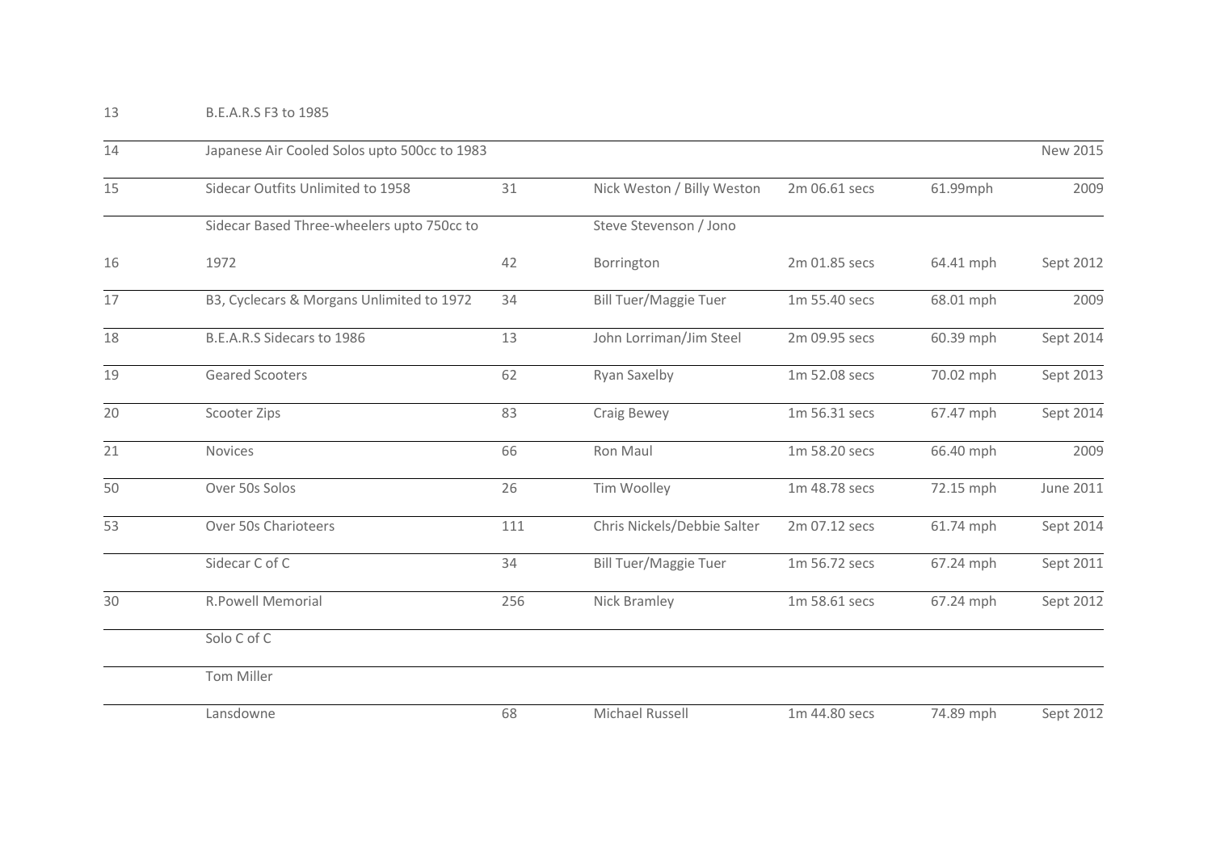| | | | | | | |
|---|---|---|---|---|---|---|
| 13 | B.E.A.R.S F3 to 1985 | | | | | |
| 14 | Japanese Air Cooled Solos upto 500cc to 1983 | | | | | New 2015 |
| 15 | Sidecar Outfits Unlimited to 1958 | 31 | Nick Weston / Billy Weston | 2m 06.61 secs | 61.99mph | 2009 |
| 16 | Sidecar Based Three-wheelers upto 750cc to 1972 | 42 | Steve Stevenson / Jono Borrington | 2m 01.85 secs | 64.41 mph | Sept 2012 |
| 17 | B3, Cyclecars & Morgans Unlimited to 1972 | 34 | Bill Tuer/Maggie Tuer | 1m 55.40 secs | 68.01 mph | 2009 |
| 18 | B.E.A.R.S Sidecars to 1986 | 13 | John Lorriman/Jim Steel | 2m 09.95 secs | 60.39 mph | Sept 2014 |
| 19 | Geared Scooters | 62 | Ryan Saxelby | 1m 52.08 secs | 70.02 mph | Sept 2013 |
| 20 | Scooter Zips | 83 | Craig Bewey | 1m 56.31 secs | 67.47 mph | Sept 2014 |
| 21 | Novices | 66 | Ron Maul | 1m 58.20 secs | 66.40 mph | 2009 |
| 50 | Over 50s Solos | 26 | Tim Woolley | 1m 48.78 secs | 72.15 mph | June 2011 |
| 53 | Over 50s Charioteers | 111 | Chris Nickels/Debbie Salter | 2m 07.12 secs | 61.74 mph | Sept 2014 |
| | Sidecar C of C | 34 | Bill Tuer/Maggie Tuer | 1m 56.72 secs | 67.24 mph | Sept 2011 |
| 30 | R.Powell Memorial | 256 | Nick Bramley | 1m 58.61 secs | 67.24 mph | Sept 2012 |
| | Solo C of C | | | | | |
| | Tom Miller | | | | | |
| | Lansdowne | 68 | Michael Russell | 1m 44.80 secs | 74.89 mph | Sept 2012 |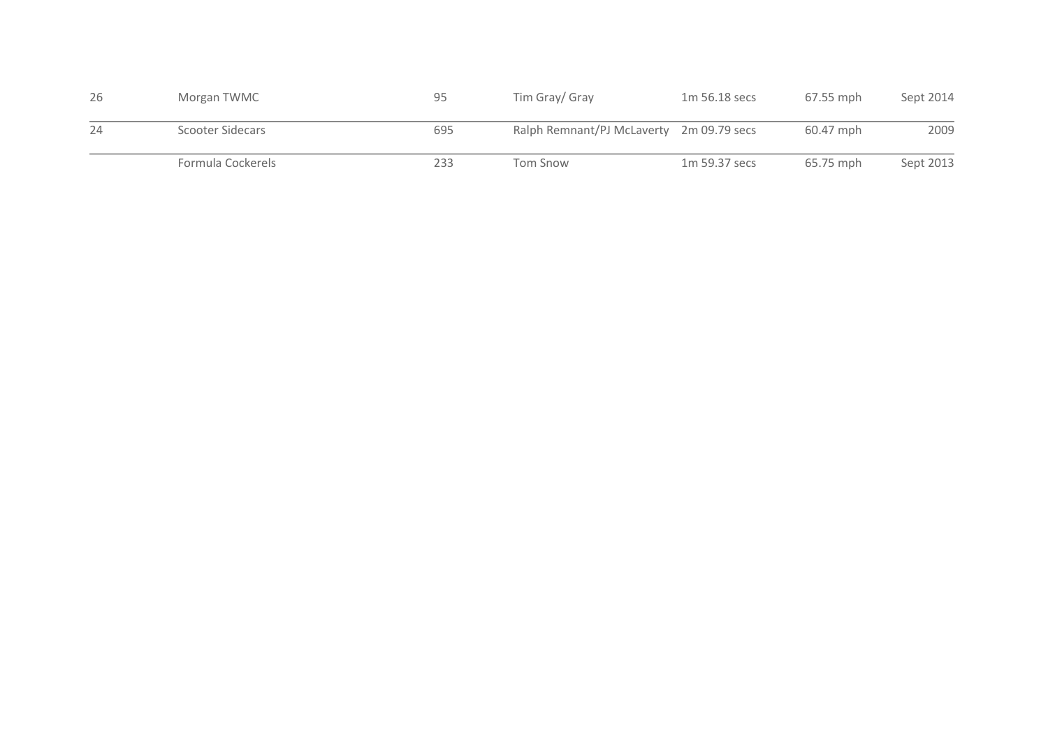| | | | | | | |
|---|---|---|---|---|---|---|
| 26 | Morgan TWMC | 95 | Tim Gray/ Gray | 1m 56.18 secs | 67.55 mph | Sept 2014 |
| 24 | Scooter Sidecars | 695 | Ralph Remnant/PJ McLaverty | 2m 09.79 secs | 60.47 mph | 2009 |
| | Formula Cockerels | 233 | Tom Snow | 1m 59.37 secs | 65.75 mph | Sept 2013 |